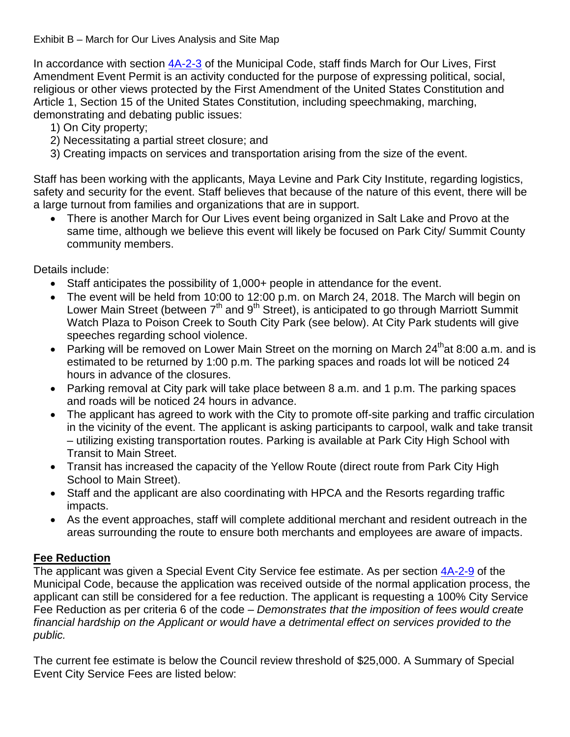Exhibit B – March for Our Lives Analysis and Site Map

In accordance with section [4A-2-3](4A-2-3) of the Municipal Code, staff finds March for Our Lives, First Amendment Event Permit is an activity conducted for the purpose of expressing political, social, religious or other views protected by the First Amendment of the United States Constitution and Article 1, Section 15 of the United States Constitution, including speechmaking, marching, demonstrating and debating public issues:

1) On City property;
2) Necessitating a partial street closure; and
3) Creating impacts on services and transportation arising from the size of the event.

Staff has been working with the applicants, Maya Levine and Park City Institute, regarding logistics, safety and security for the event. Staff believes that because of the nature of this event, there will be a large turnout from families and organizations that are in support.

- There is another March for Our Lives event being organized in Salt Lake and Provo at the same time, although we believe this event will likely be focused on Park City/ Summit County community members.

Details include:

- Staff anticipates the possibility of 1,000+ people in attendance for the event.
- The event will be held from 10:00 to 12:00 p.m. on March 24, 2018. The March will begin on Lower Main Street (between 7th and 9th Street), is anticipated to go through Marriott Summit Watch Plaza to Poison Creek to South City Park (see below). At City Park students will give speeches regarding school violence.
- Parking will be removed on Lower Main Street on the morning on March 24th at 8:00 a.m. and is estimated to be returned by 1:00 p.m. The parking spaces and roads lot will be noticed 24 hours in advance of the closures.
- Parking removal at City park will take place between 8 a.m. and 1 p.m. The parking spaces and roads will be noticed 24 hours in advance.
- The applicant has agreed to work with the City to promote off-site parking and traffic circulation in the vicinity of the event. The applicant is asking participants to carpool, walk and take transit – utilizing existing transportation routes. Parking is available at Park City High School with Transit to Main Street.
- Transit has increased the capacity of the Yellow Route (direct route from Park City High School to Main Street).
- Staff and the applicant are also coordinating with HPCA and the Resorts regarding traffic impacts.
- As the event approaches, staff will complete additional merchant and resident outreach in the areas surrounding the route to ensure both merchants and employees are aware of impacts.

**Fee Reduction**

The applicant was given a Special Event City Service fee estimate. As per section [4A-2-9](4A-2-9) of the Municipal Code, because the application was received outside of the normal application process, the applicant can still be considered for a fee reduction. The applicant is requesting a 100% City Service Fee Reduction as per criteria 6 of the code – *Demonstrates that the imposition of fees would create financial hardship on the Applicant or would have a detrimental effect on services provided to the public.*

The current fee estimate is below the Council review threshold of $25,000. A Summary of Special Event City Service Fees are listed below: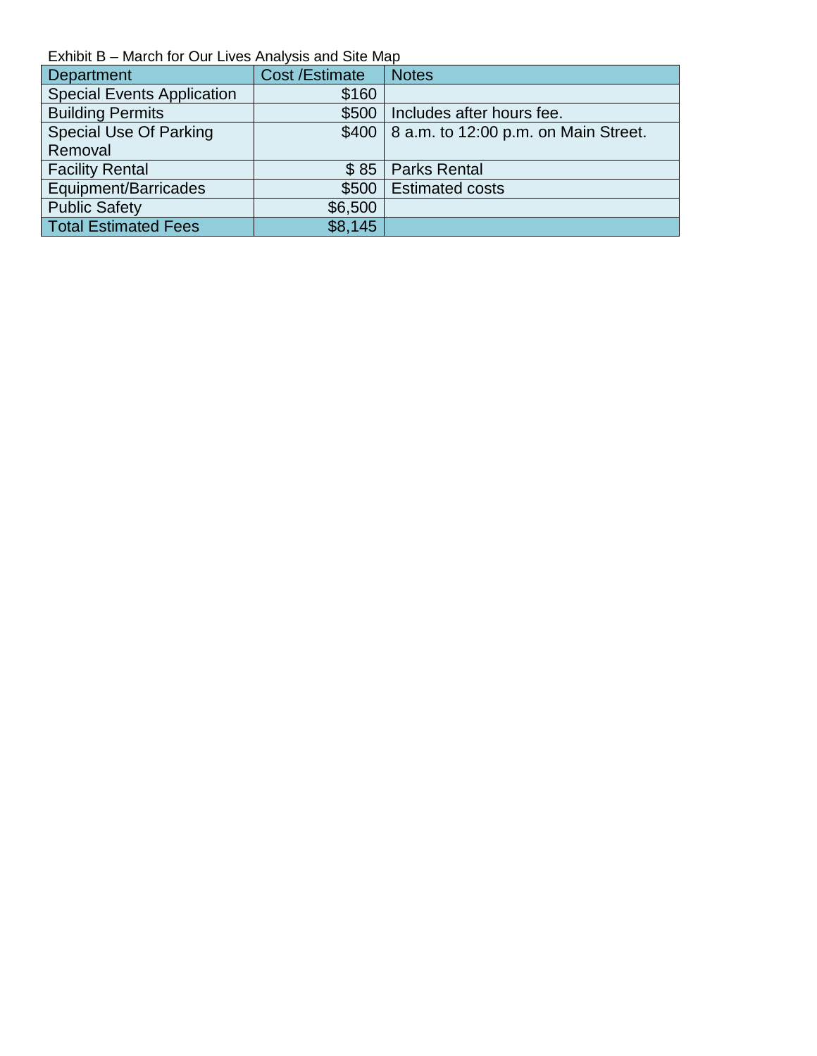Exhibit B – March for Our Lives Analysis and Site Map

| Department | Cost /Estimate | Notes |
|---|---|---|
| Special Events Application | $160 | |
| Building Permits | $500 | Includes after hours fee. |
| Special Use Of Parking Removal | $400 | 8 a.m. to 12:00 p.m. on Main Street. |
| Facility Rental | $ 85 | Parks Rental |
| Equipment/Barricades | $500 | Estimated costs |
| Public Safety | $6,500 | |
| Total Estimated Fees | $8,145 | |